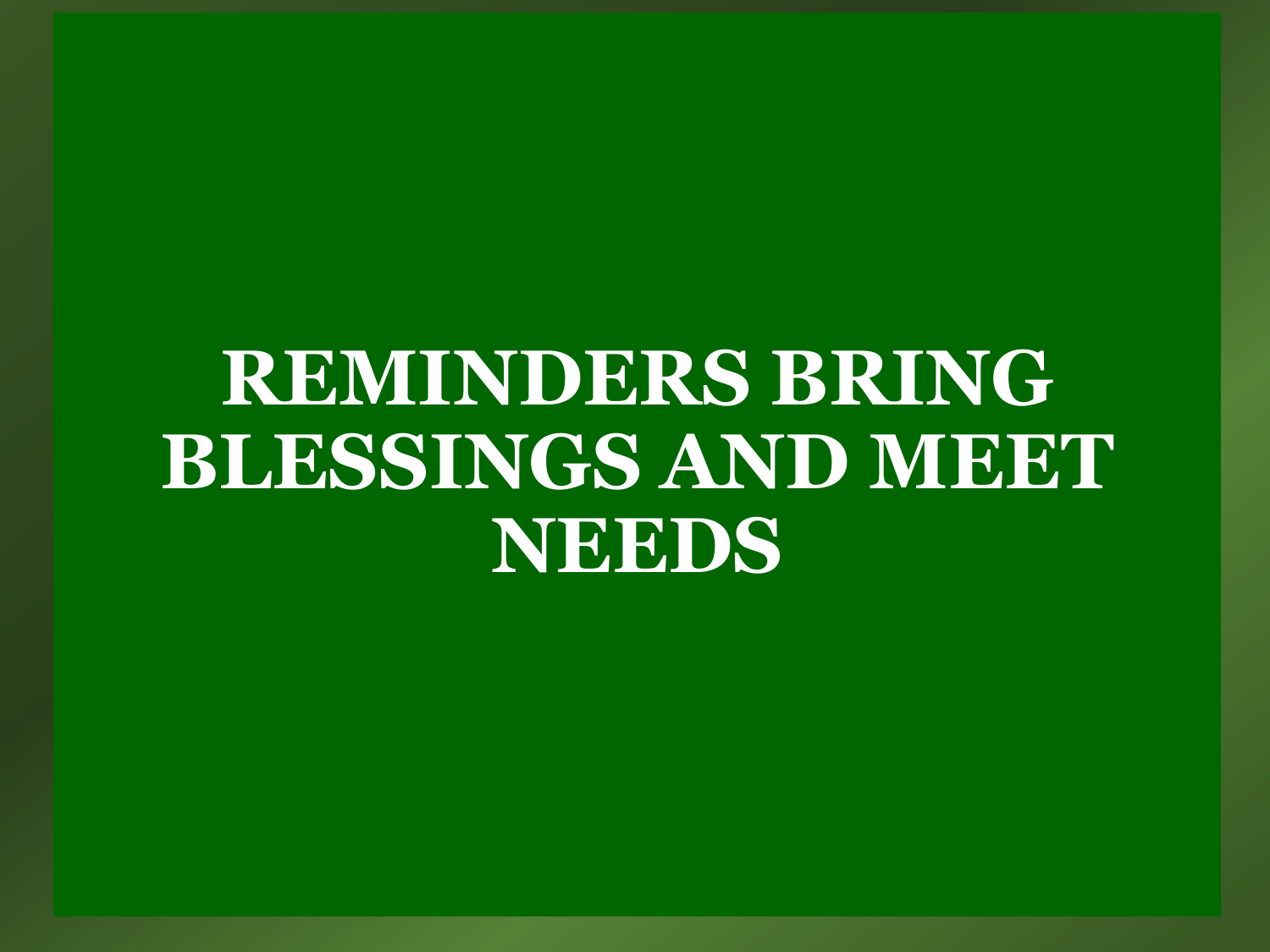# REMINDERS BRING BLESSINGS AND MEET NEEDS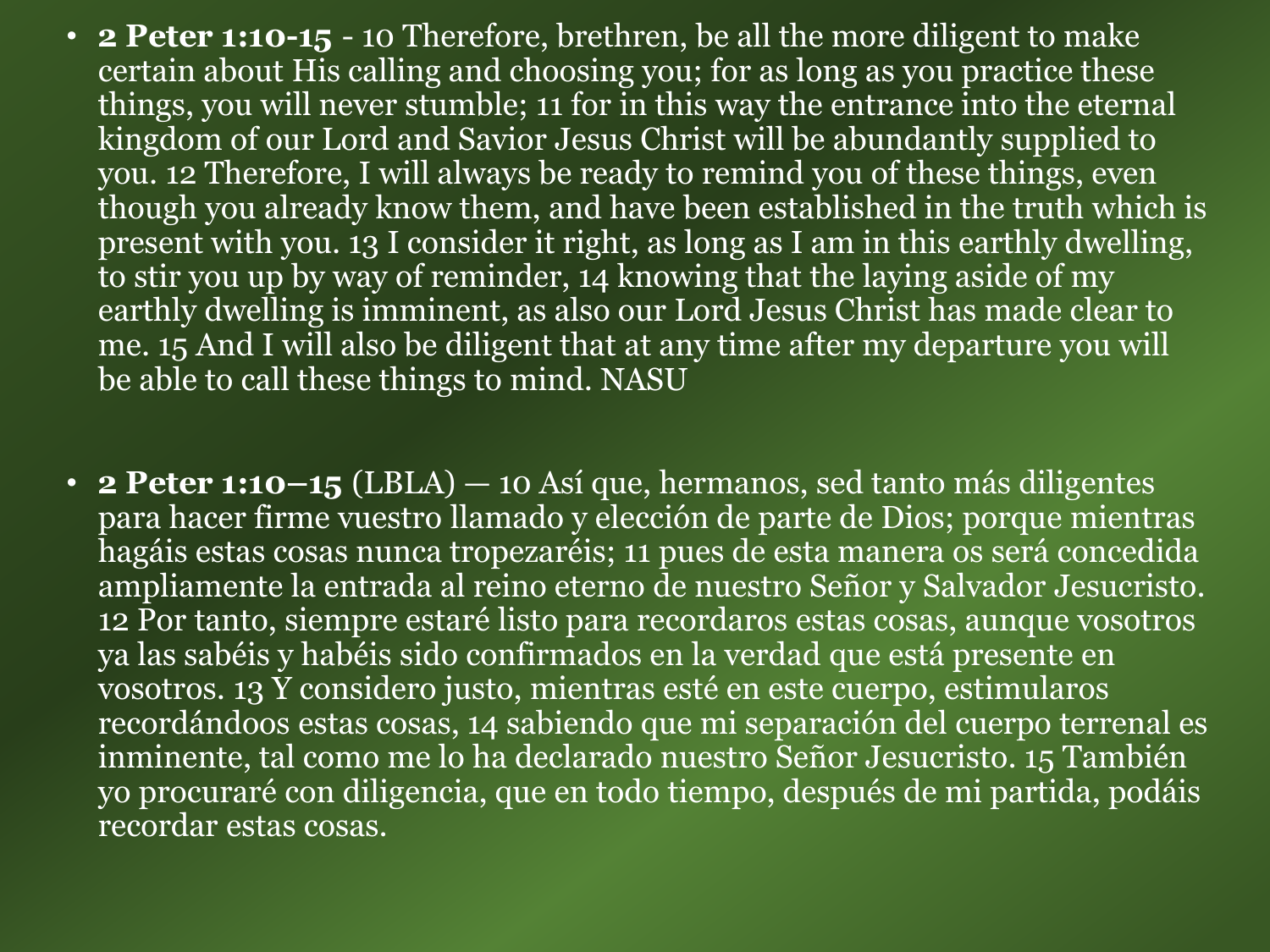- **2 Peter 1:10-15** - 10 Therefore, brethren, be all the more diligent to make certain about His calling and choosing you; for as long as you practice these things, you will never stumble; 11 for in this way the entrance into the eternal kingdom of our Lord and Savior Jesus Christ will be abundantly supplied to you. 12 Therefore, I will always be ready to remind you of these things, even though you already know them, and have been established in the truth which is present with you. 13 I consider it right, as long as I am in this earthly dwelling, to stir you up by way of reminder, 14 knowing that the laying aside of my earthly dwelling is imminent, as also our Lord Jesus Christ has made clear to me. 15 And I will also be diligent that at any time after my departure you will be able to call these things to mind. NASU

- **2 Peter 1:10–15** (LBLA) — 10 Así que, hermanos, sed tanto más diligentes para hacer firme vuestro llamado y elección de parte de Dios; porque mientras hagáis estas cosas nunca tropezaréis; 11 pues de esta manera os será concedida ampliamente la entrada al reino eterno de nuestro Señor y Salvador Jesucristo. 12 Por tanto, siempre estaré listo para recordaros estas cosas, aunque vosotros ya las sabéis y habéis sido confirmados en la verdad que está presente en vosotros. 13 Y considero justo, mientras esté en este cuerpo, estimularos recordándoos estas cosas, 14 sabiendo que mi separación del cuerpo terrenal es inminente, tal como me lo ha declarado nuestro Señor Jesucristo. 15 También yo procuraré con diligencia, que en todo tiempo, después de mi partida, podáis recordar estas cosas.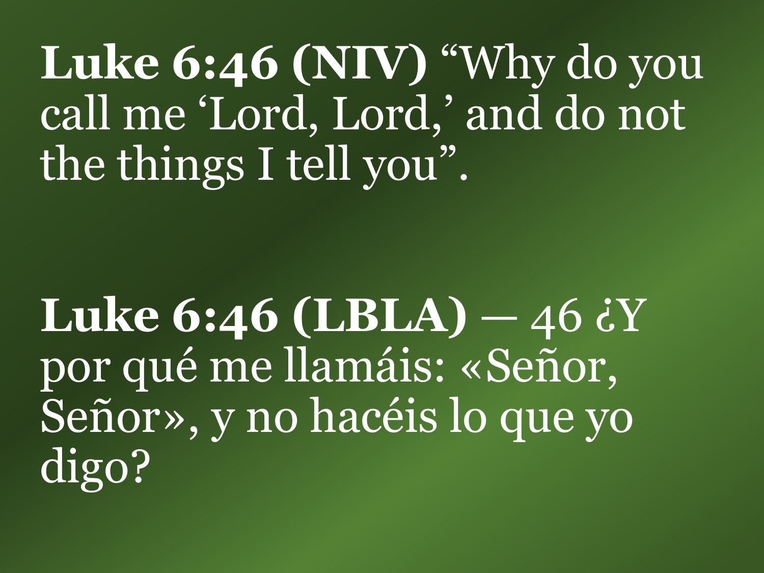**Luke 6:46 (NIV)** "Why do you call me 'Lord, Lord,' and do not the things I tell you".

**Luke 6:46 (LBLA)** — 46 ¿Y por qué me llamáis: «Señor, Señor», y no hacéis lo que yo digo?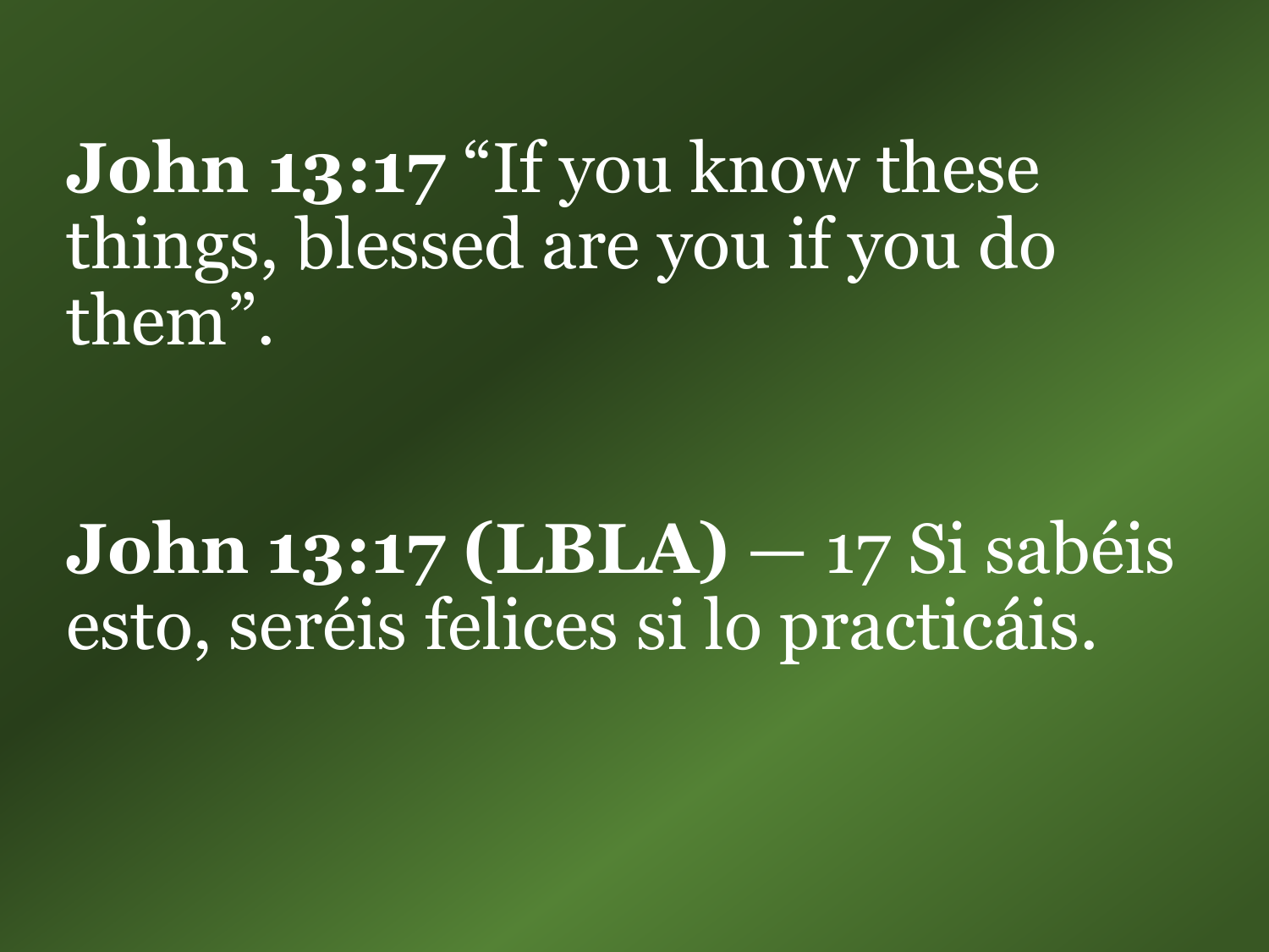**John 13:17** “If you know these things, blessed are you if you do them”.

**John 13:17 (LBLA)** — 17 Si sabéis esto, seréis felices si lo practicáis.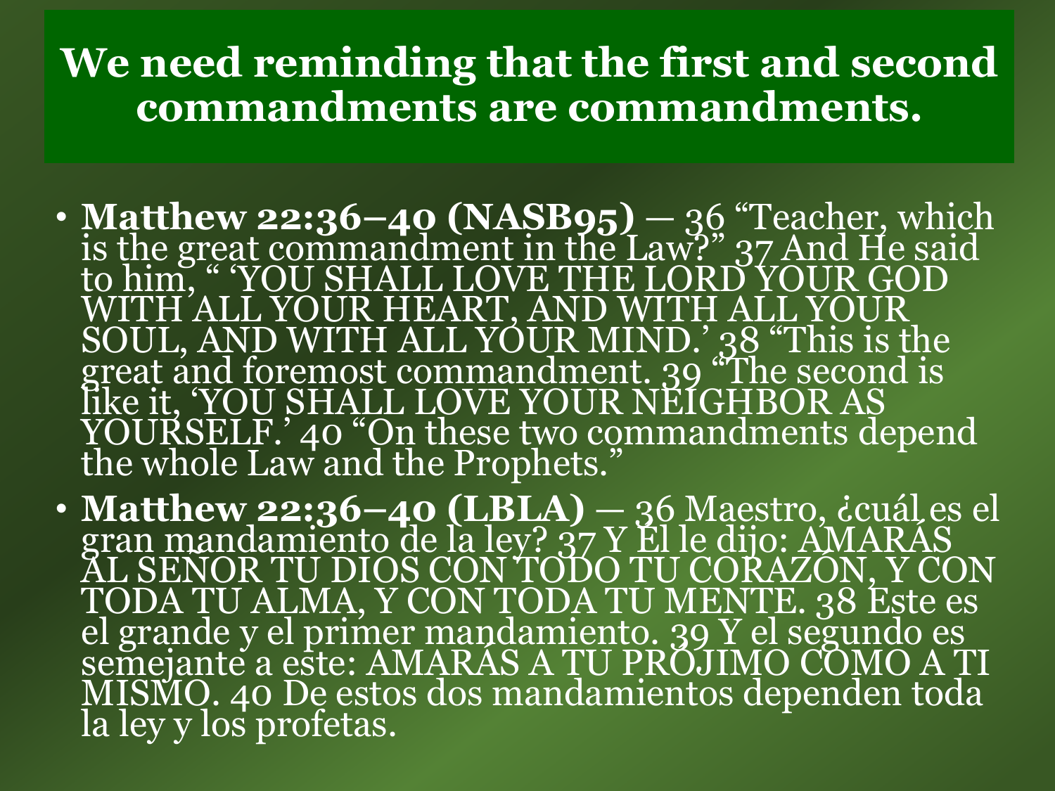# We need reminding that the first and second commandments are commandments.

- **Matthew 22:36–40 (NASB95)** — 36 "Teacher, which is the great commandment in the Law?" 37 And He said to him, " 'YOU SHALL LOVE THE LORD YOUR GOD WITH ALL YOUR HEART, AND WITH ALL YOUR SOUL, AND WITH ALL YOUR MIND.' 38 "This is the great and foremost commandment. 39 "The second is like it, 'YOU SHALL LOVE YOUR NEIGHBOR AS YOURSELF.' 40 "On these two commandments depend the whole Law and the Prophets."
- **Matthew 22:36–40 (LBLA)** — 36 Maestro, ¿cuál es el gran mandamiento de la ley? 37 Y Él le dijo: AMARÁS AL SEÑOR TU DIOS CON TODO TU CORAZÓN, Y CON TODA TU ALMA, Y CON TODA TU MENTE. 38 Este es el grande y el primer mandamiento. 39 Y el segundo es semejante a este: AMARÁS A TU PRÓJIMO COMO A TI MISMO. 40 De estos dos mandamientos dependen toda la ley y los profetas.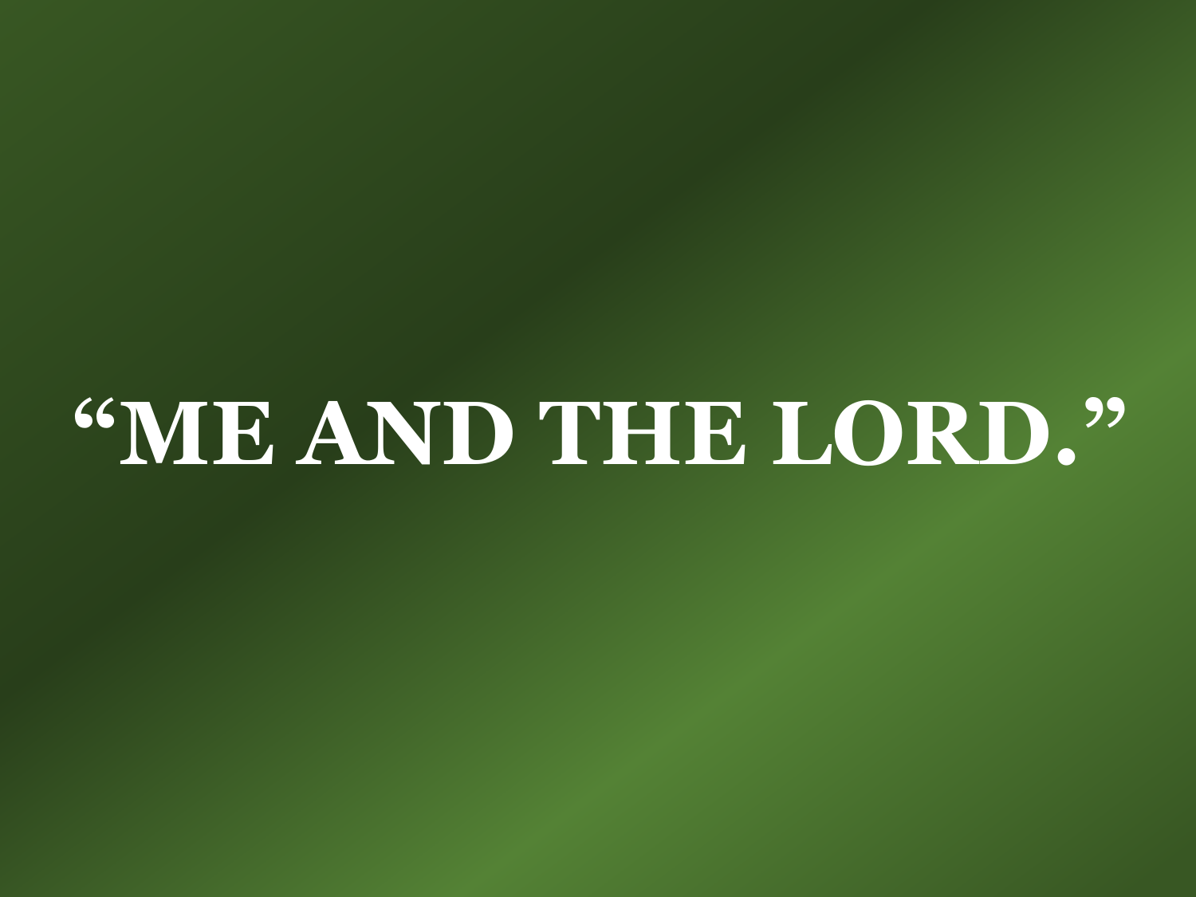# “ME AND THE LORD.”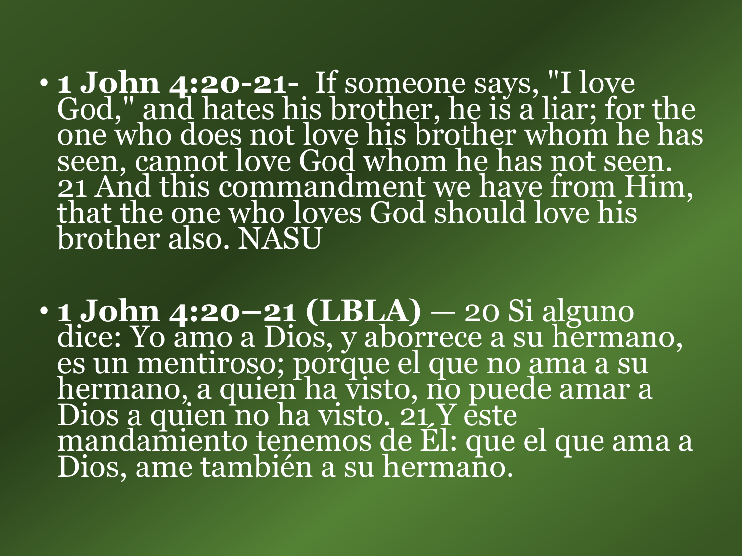- **1 John 4:20-21-** If someone says, "I love God," and hates his brother, he is a liar; for the one who does not love his brother whom he has seen, cannot love God whom he has not seen. 21 And this commandment we have from Him, that the one who loves God should love his brother also. NASU

- **1 John 4:20–21 (LBLA)** — 20 Si alguno dice: Yo amo a Dios, y aborrece a su hermano, es un mentiroso; porque el que no ama a su hermano, a quien ha visto, no puede amar a Dios a quien no ha visto. 21 Y este mandamiento tenemos de Él: que el que ama a Dios, ame también a su hermano.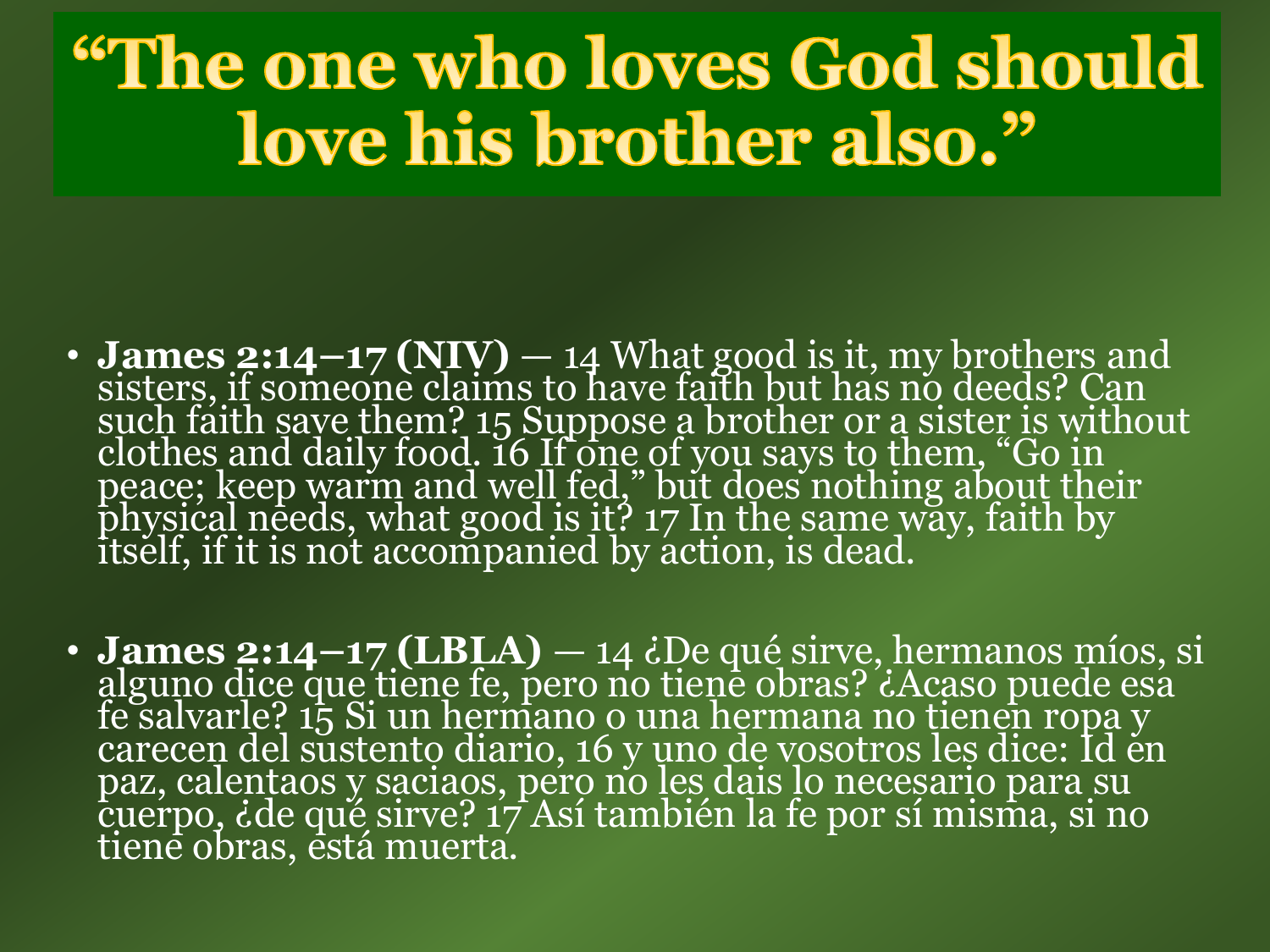# “The one who loves God should love his brother also.”

- **James 2:14–17 (NIV)** — 14 What good is it, my brothers and sisters, if someone claims to have faith but has no deeds? Can such faith save them? 15 Suppose a brother or a sister is without clothes and daily food. 16 If one of you says to them, “Go in peace; keep warm and well fed,” but does nothing about their physical needs, what good is it? 17 In the same way, faith by itself, if it is not accompanied by action, is dead.

- **James 2:14–17 (LBLA)** — 14 ¿De qué sirve, hermanos míos, si alguno dice que tiene fe, pero no tiene obras? ¿Acaso puede esa fe salvarle? 15 Si un hermano o una hermana no tienen ropa y carecen del sustento diario, 16 y uno de vosotros les dice: Id en paz, calentaos y saciaos, pero no les dais lo necesario para su cuerpo, ¿de qué sirve? 17 Así también la fe por sí misma, si no tiene obras, está muerta.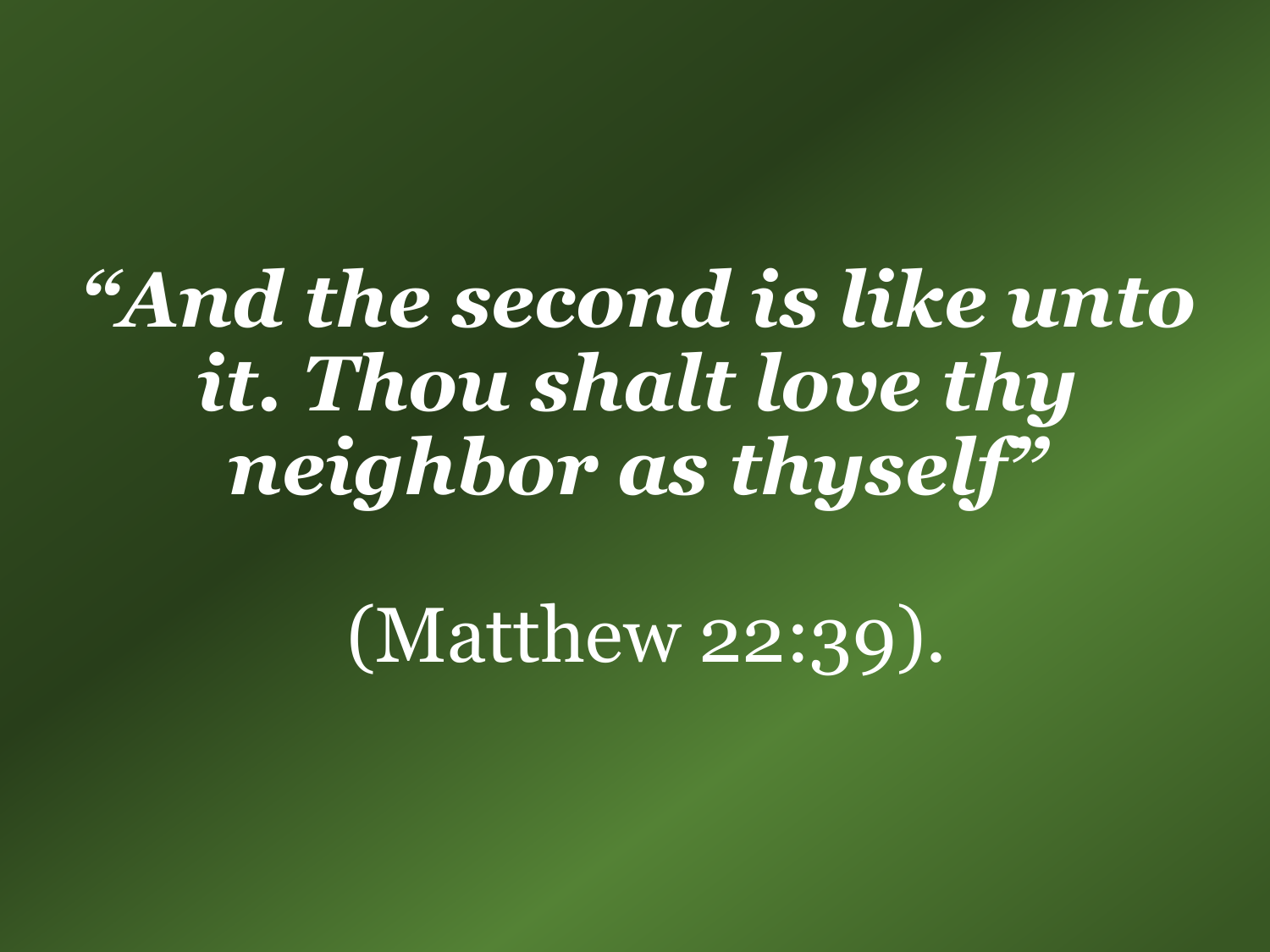***"And the second is like unto it. Thou shalt love thy neighbor as thyself"***

(Matthew 22:39).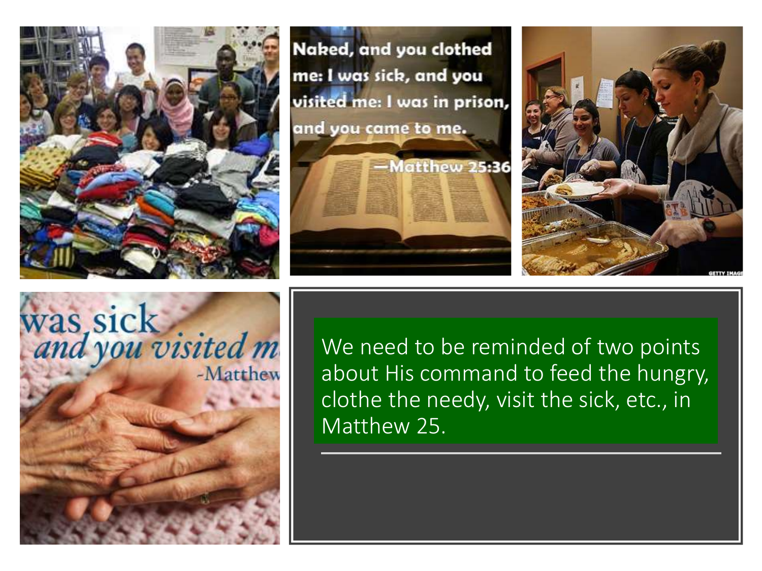Naked, and you clothed me: I was sick, and you visited me: I was in prison, and you came to me.

—Matthew 25:36

was sick and you visited m

-Matthew

We need to be reminded of two points about His command to feed the hungry, clothe the needy, visit the sick, etc., in Matthew 25.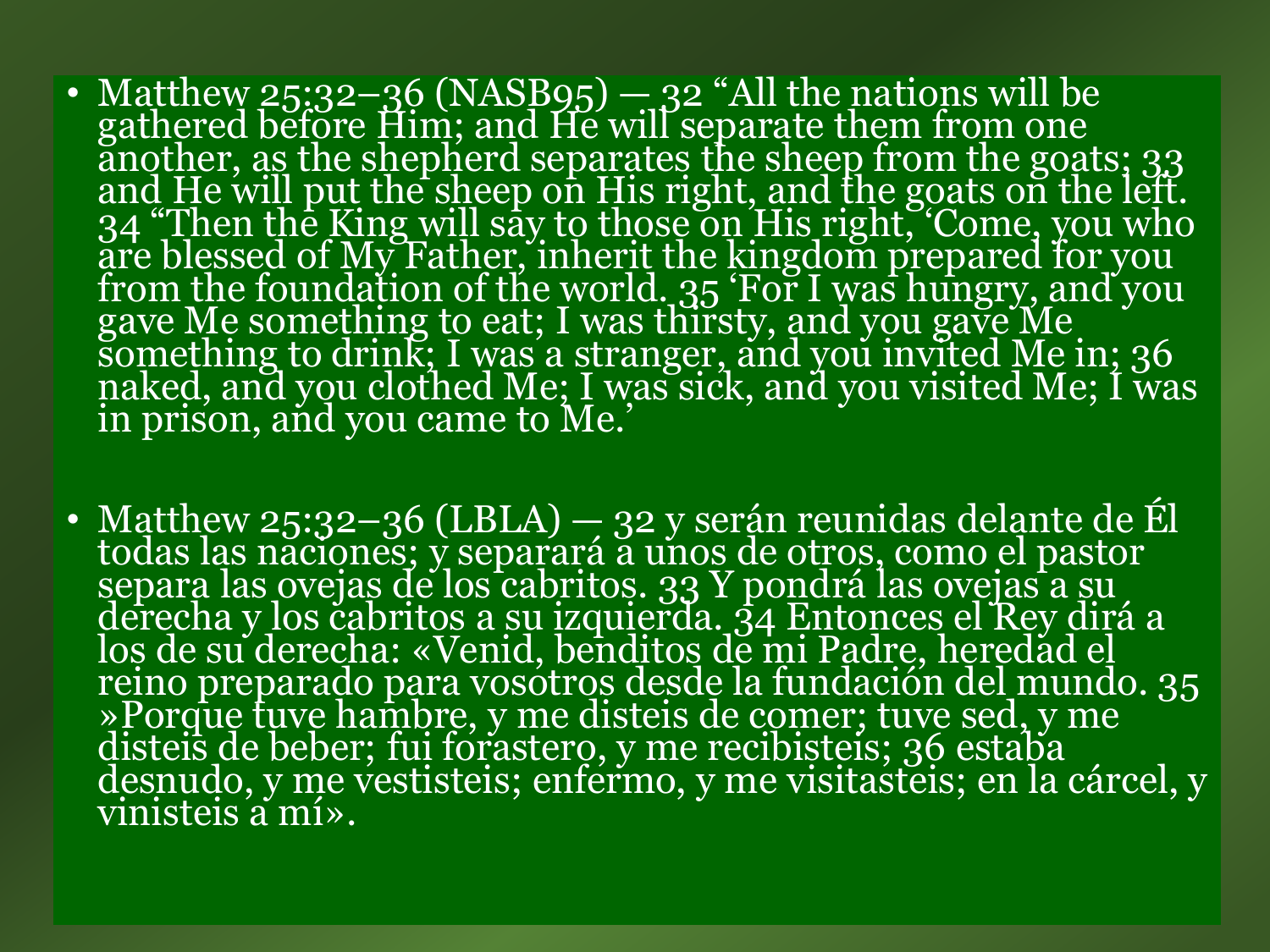- Matthew 25:32–36 (NASB95) — 32 “All the nations will be gathered before Him; and He will separate them from one another, as the shepherd separates the sheep from the goats; 33 and He will put the sheep on His right, and the goats on the left. 34 “Then the King will say to those on His right, ‘Come, you who are blessed of My Father, inherit the kingdom prepared for you from the foundation of the world. 35 ‘For I was hungry, and you gave Me something to eat; I was thirsty, and you gave Me something to drink; I was a stranger, and you invited Me in; 36 naked, and you clothed Me; I was sick, and you visited Me; I was in prison, and you came to Me.’

- Matthew 25:32–36 (LBLA) — 32 y serán reunidas delante de Él todas las naciones; y separará a unos de otros, como el pastor separa las ovejas de los cabritos. 33 Y pondrá las ovejas a su derecha y los cabritos a su izquierda. 34 Entonces el Rey dirá a los de su derecha: «Venid, benditos de mi Padre, heredad el reino preparado para vosotros desde la fundación del mundo. 35 »Porque tuve hambre, y me disteis de comer; tuve sed, y me disteis de beber; fui forastero, y me recibisteis; 36 estaba desnudo, y me vestisteis; enfermo, y me visitasteis; en la cárcel, y vinisteis a mí».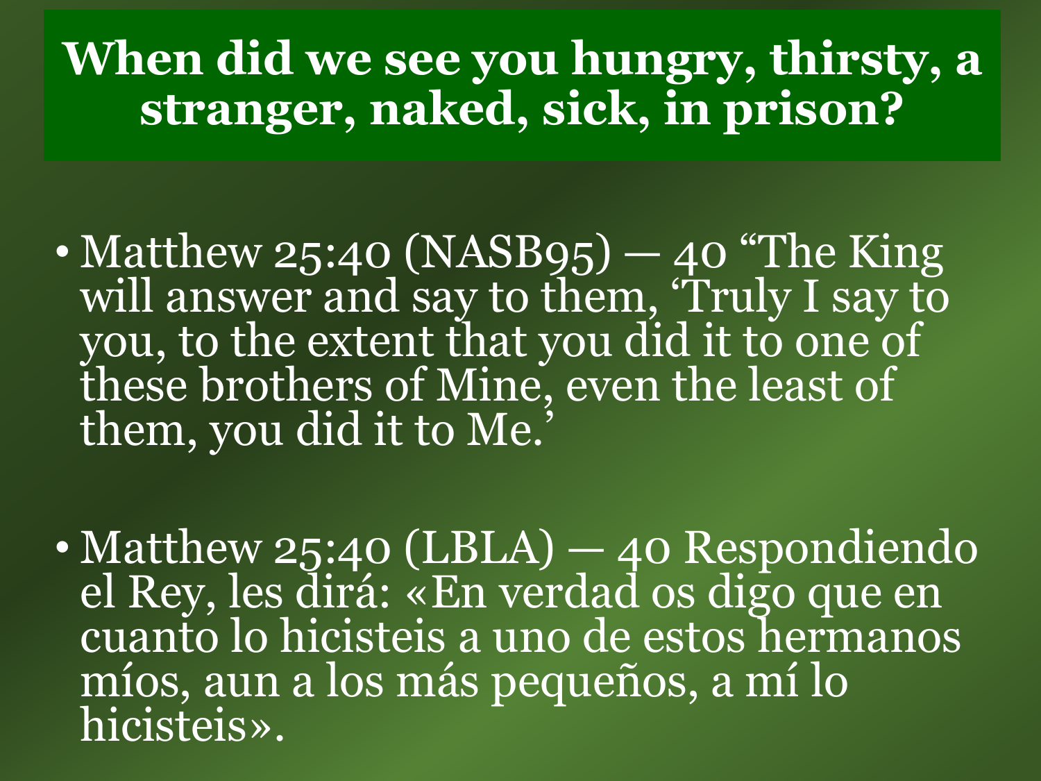# When did we see you hungry, thirsty, a stranger, naked, sick, in prison?

- Matthew 25:40 (NASB95) — 40 "The King will answer and say to them, 'Truly I say to you, to the extent that you did it to one of these brothers of Mine, even the least of them, you did it to Me.'

- Matthew 25:40 (LBLA) — 40 Respondiendo el Rey, les dirá: «En verdad os digo que en cuanto lo hicisteis a uno de estos hermanos míos, aun a los más pequeños, a mí lo hicisteis».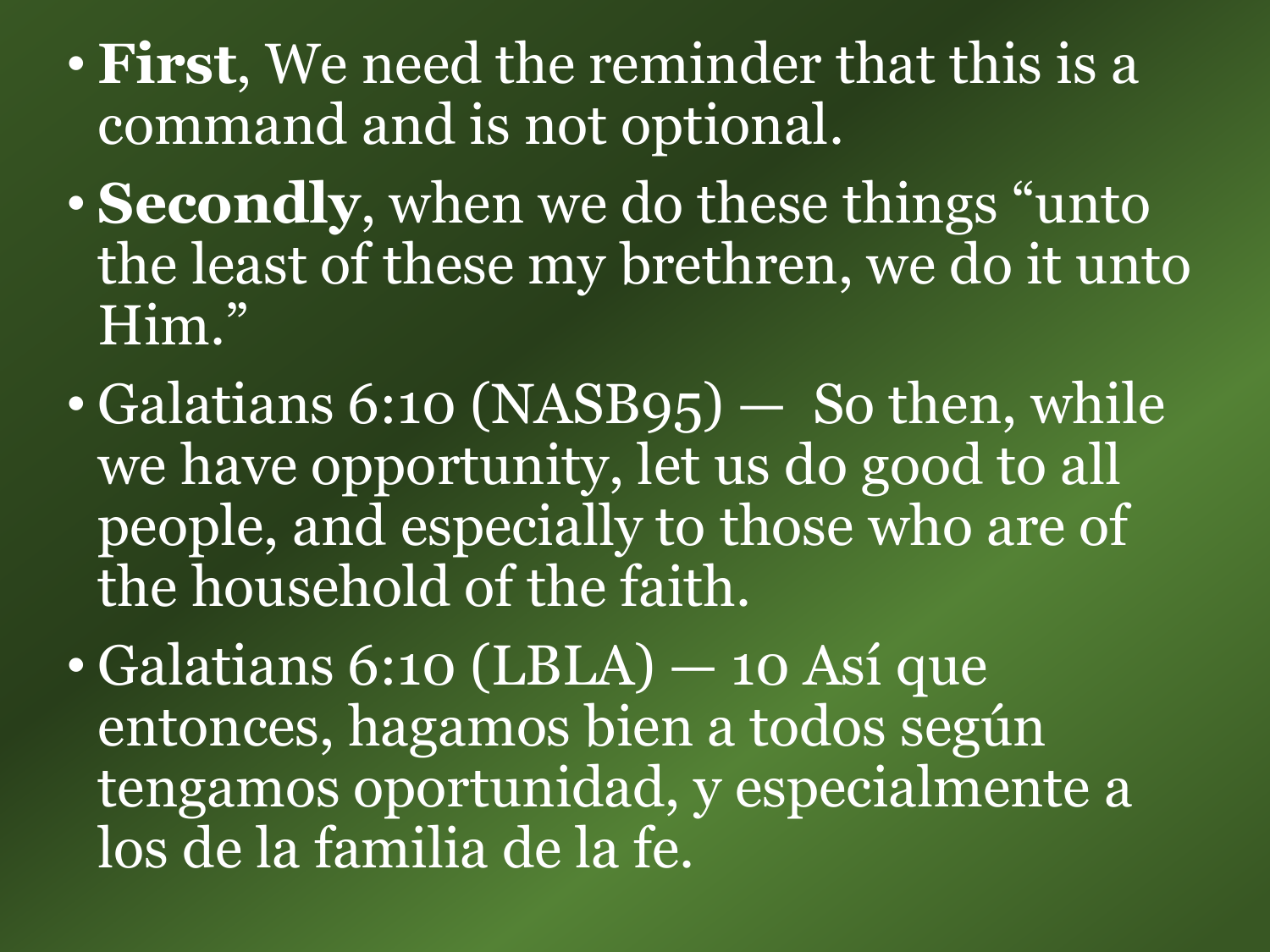- **First**, We need the reminder that this is a command and is not optional.
- **Secondly**, when we do these things "unto the least of these my brethren, we do it unto Him."
- Galatians 6:10 (NASB95) — So then, while we have opportunity, let us do good to all people, and especially to those who are of the household of the faith.
- Galatians 6:10 (LBLA) — 10 Así que entonces, hagamos bien a todos según tengamos oportunidad, y especialmente a los de la familia de la fe.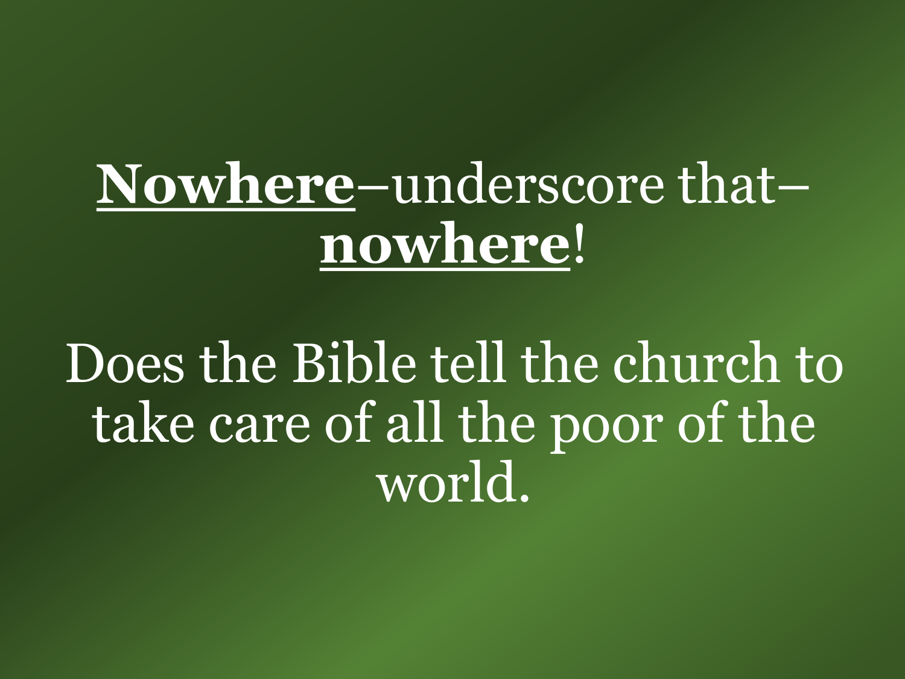**<u>Nowhere</u>**–underscore that–**<u>nowhere</u>**!

Does the Bible tell the church to take care of all the poor of the world.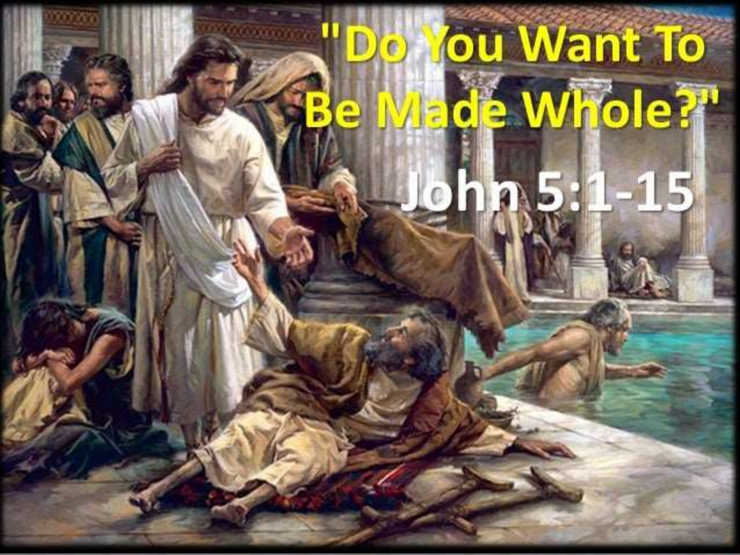# "Do You Want To Be Made Whole?"

## John 5:1-15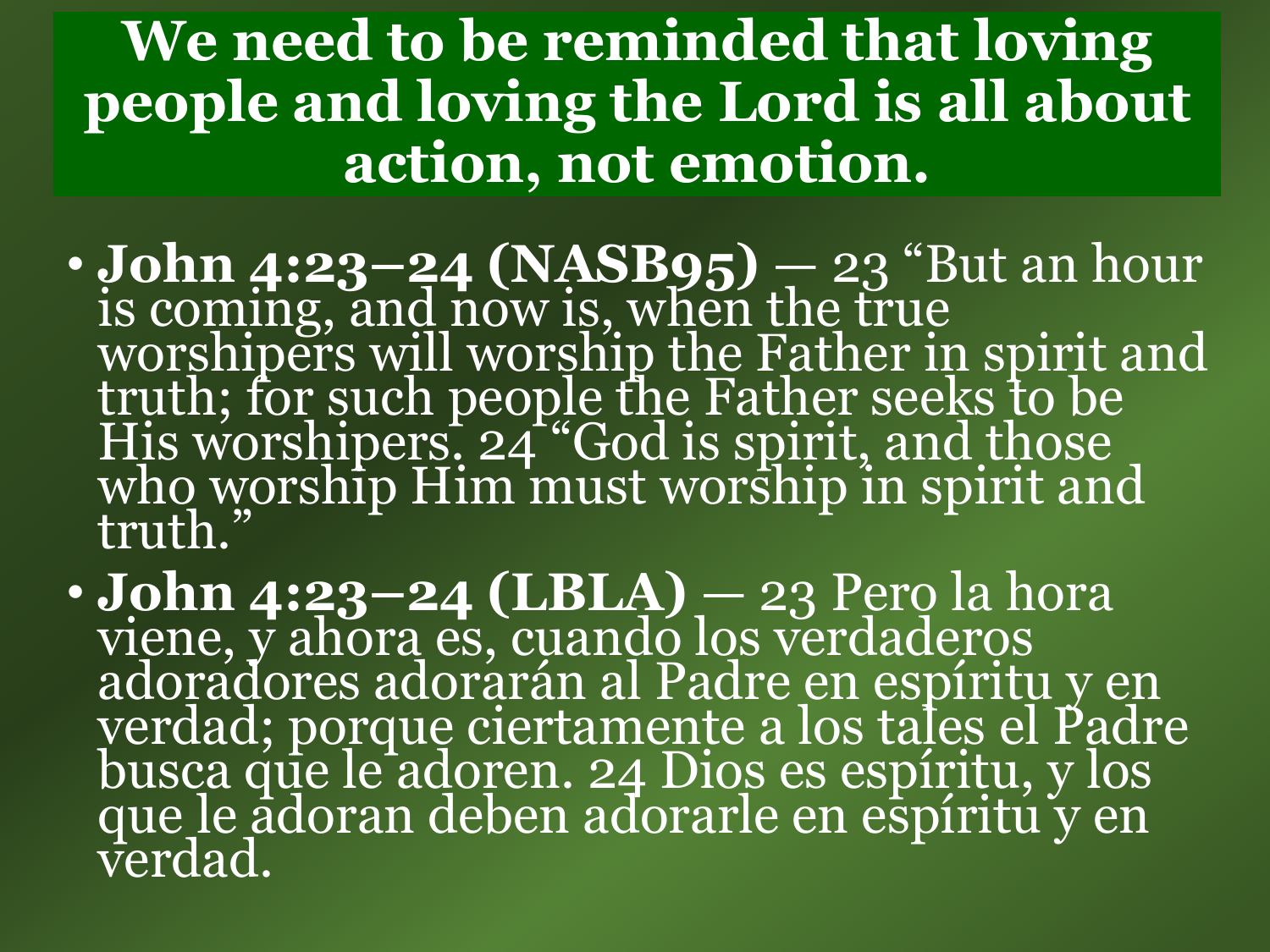# We need to be reminded that loving people and loving the Lord is all about action, not emotion.

- **John 4:23–24 (NASB95)** — 23 “But an hour is coming, and now is, when the true worshipers will worship the Father in spirit and truth; for such people the Father seeks to be His worshipers. 24 “God is spirit, and those who worship Him must worship in spirit and truth.”
- **John 4:23–24 (LBLA)** — 23 Pero la hora viene, y ahora es, cuando los verdaderos adoradores adorarán al Padre en espíritu y en verdad; porque ciertamente a los tales el Padre busca que le adoren. 24 Dios es espíritu, y los que le adoran deben adorarle en espíritu y en verdad.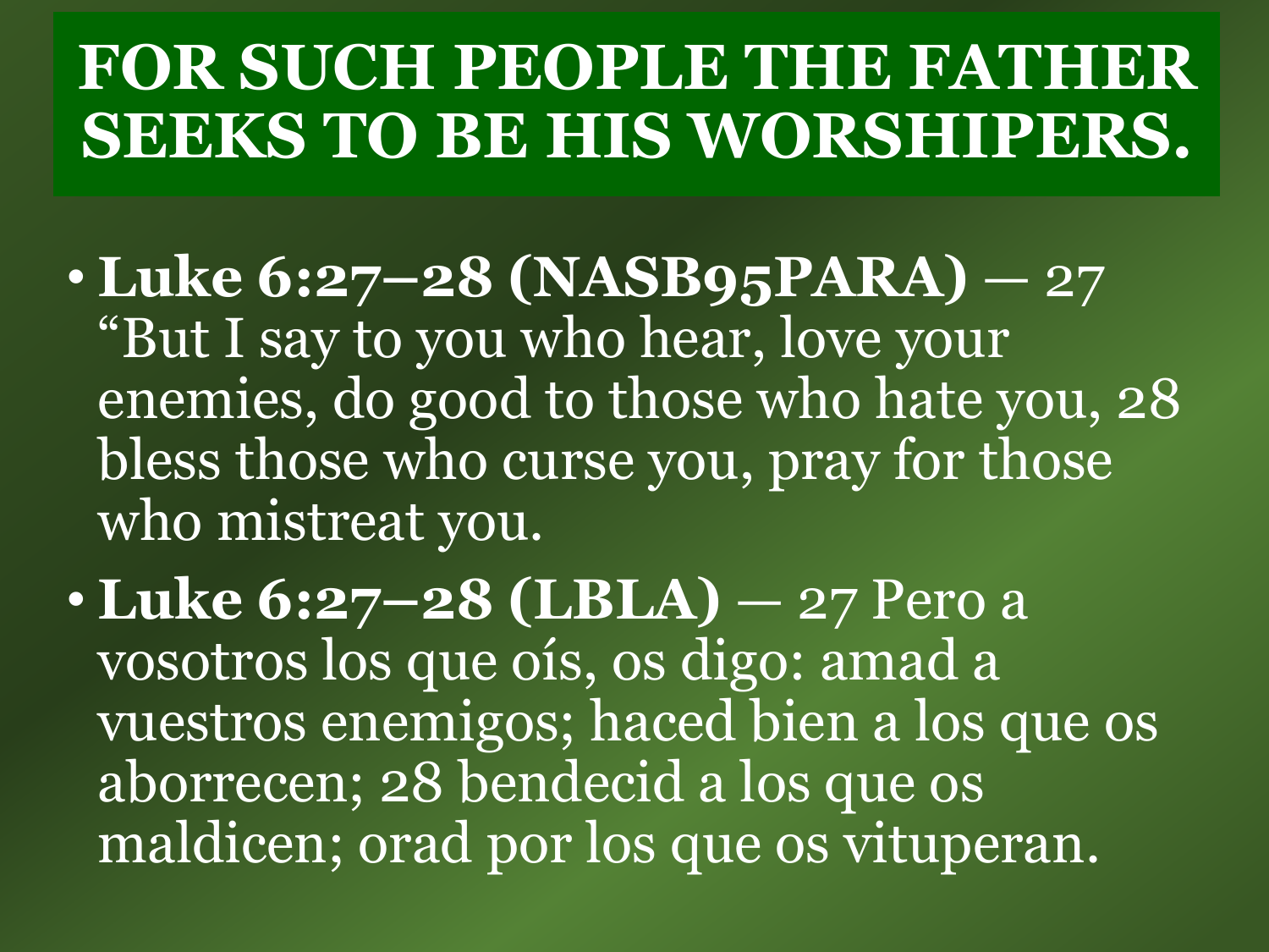# FOR SUCH PEOPLE THE FATHER SEEKS TO BE HIS WORSHIPERS.

- **Luke 6:27–28 (NASB95PARA)** — 27 "But I say to you who hear, love your enemies, do good to those who hate you, 28 bless those who curse you, pray for those who mistreat you.
- **Luke 6:27–28 (LBLA)** — 27 Pero a vosotros los que oís, os digo: amad a vuestros enemigos; haced bien a los que os aborrecen; 28 bendecid a los que os maldicen; orad por los que os vituperan.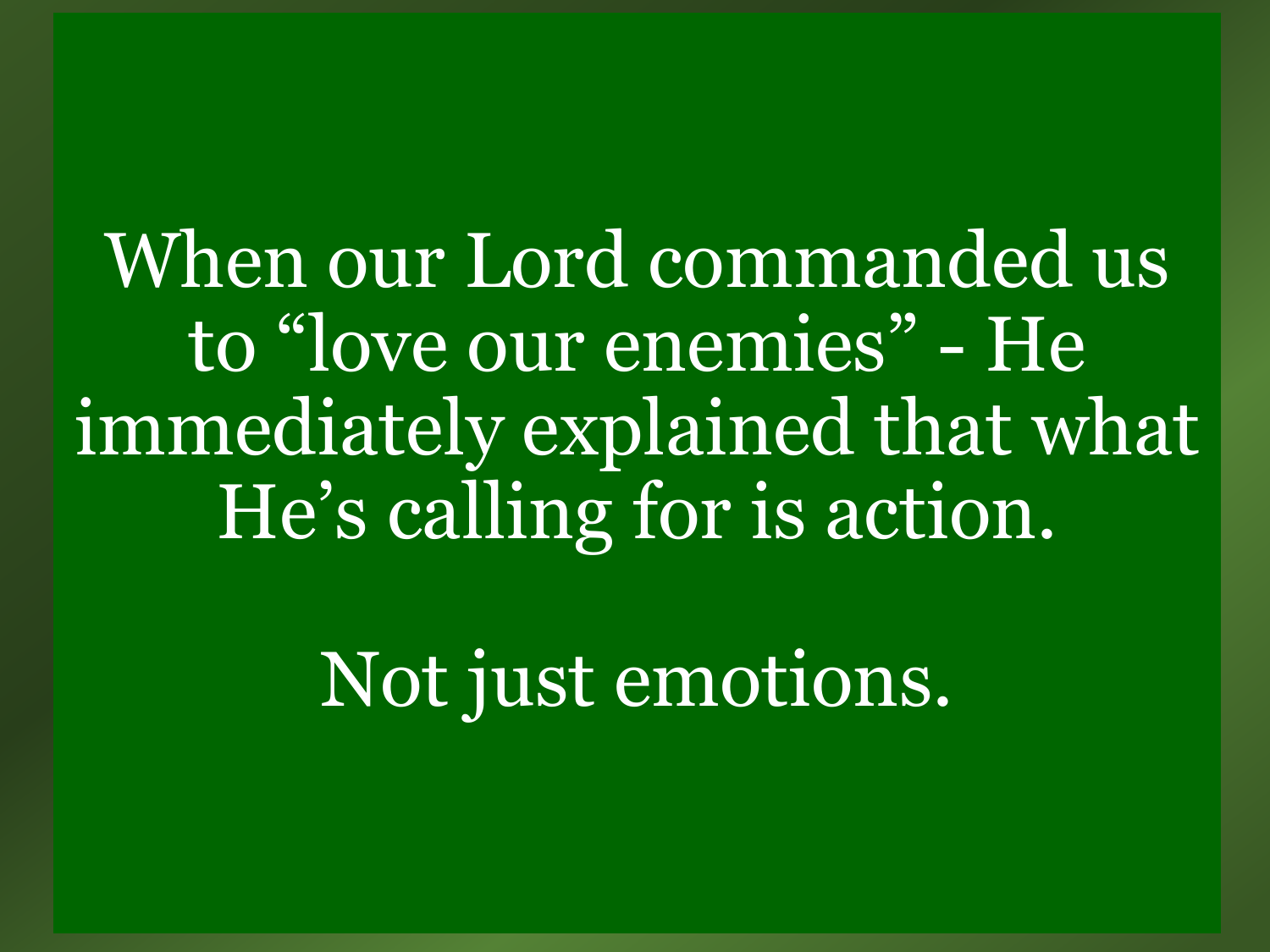When our Lord commanded us to “love our enemies” - He immediately explained that what He’s calling for is action.

Not just emotions.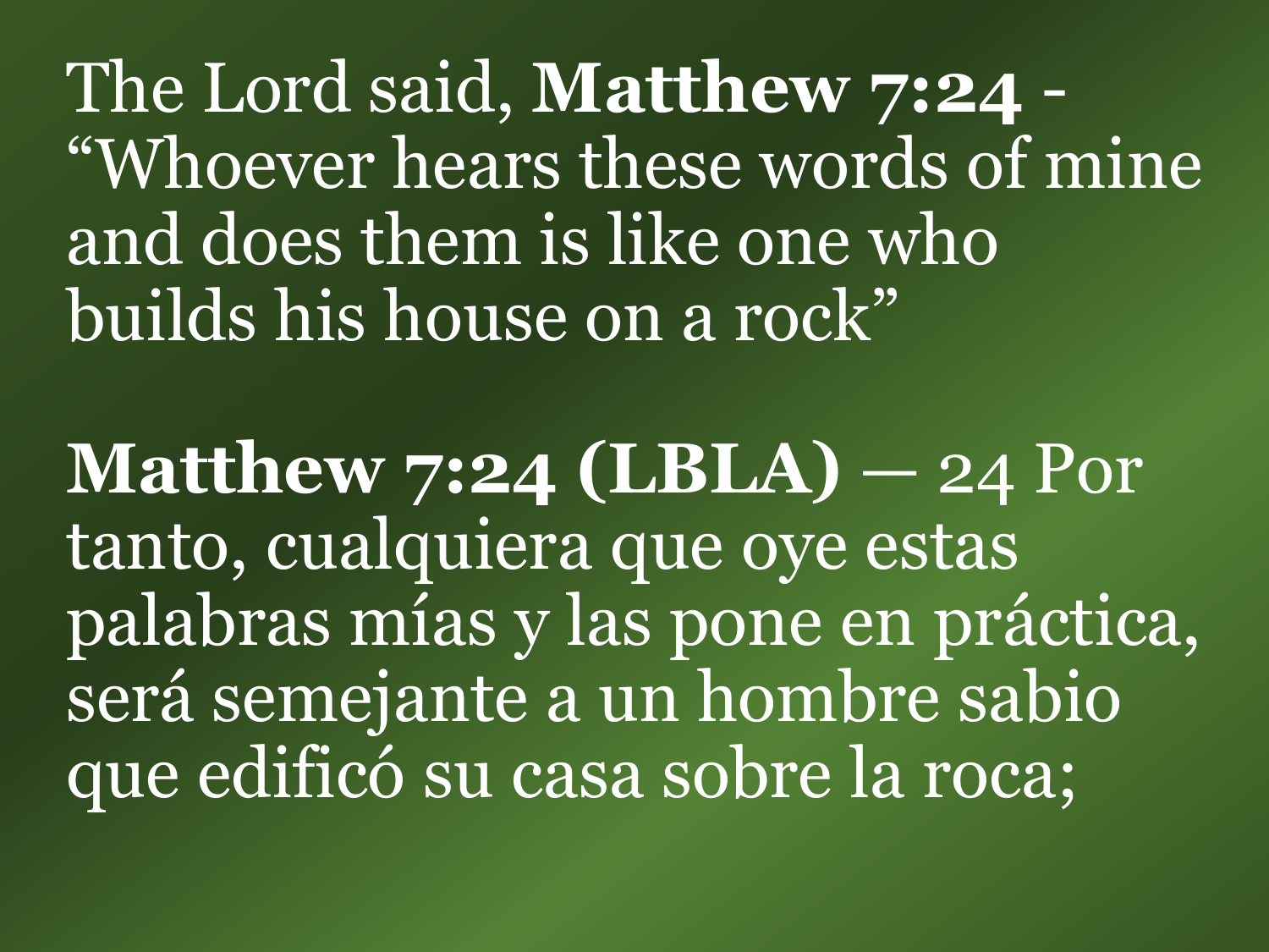The Lord said, **Matthew 7:24** - "Whoever hears these words of mine and does them is like one who builds his house on a rock"

**Matthew 7:24 (LBLA)** — 24 Por tanto, cualquiera que oye estas palabras mías y las pone en práctica, será semejante a un hombre sabio que edificó su casa sobre la roca;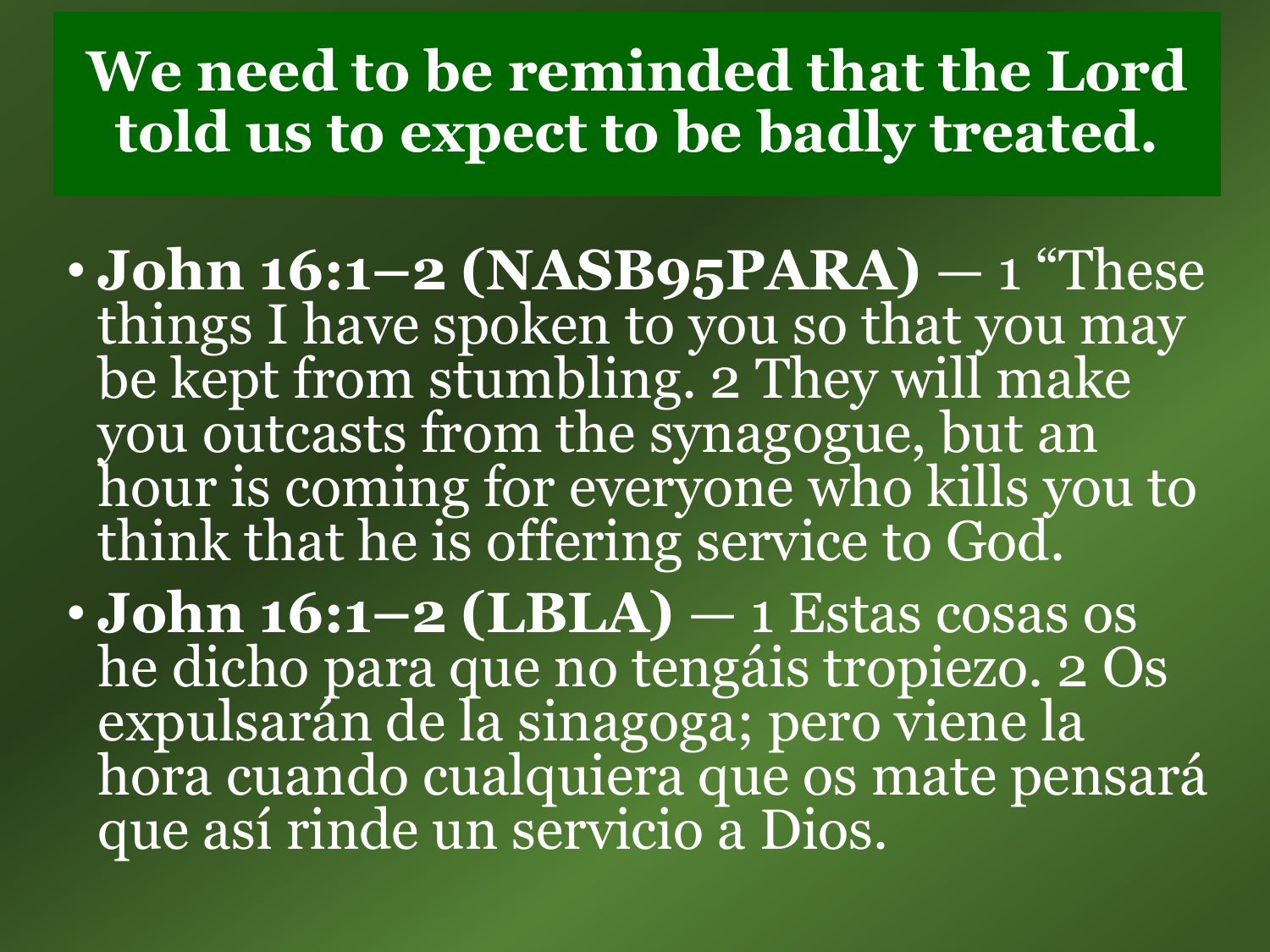# We need to be reminded that the Lord told us to expect to be badly treated.

- **John 16:1–2 (NASB95PARA)** — 1 "These things I have spoken to you so that you may be kept from stumbling. 2 They will make you outcasts from the synagogue, but an hour is coming for everyone who kills you to think that he is offering service to God.
- **John 16:1–2 (LBLA)** — 1 Estas cosas os he dicho para que no tengáis tropiezo. 2 Os expulsarán de la sinagoga; pero viene la hora cuando cualquiera que os mate pensará que así rinde un servicio a Dios.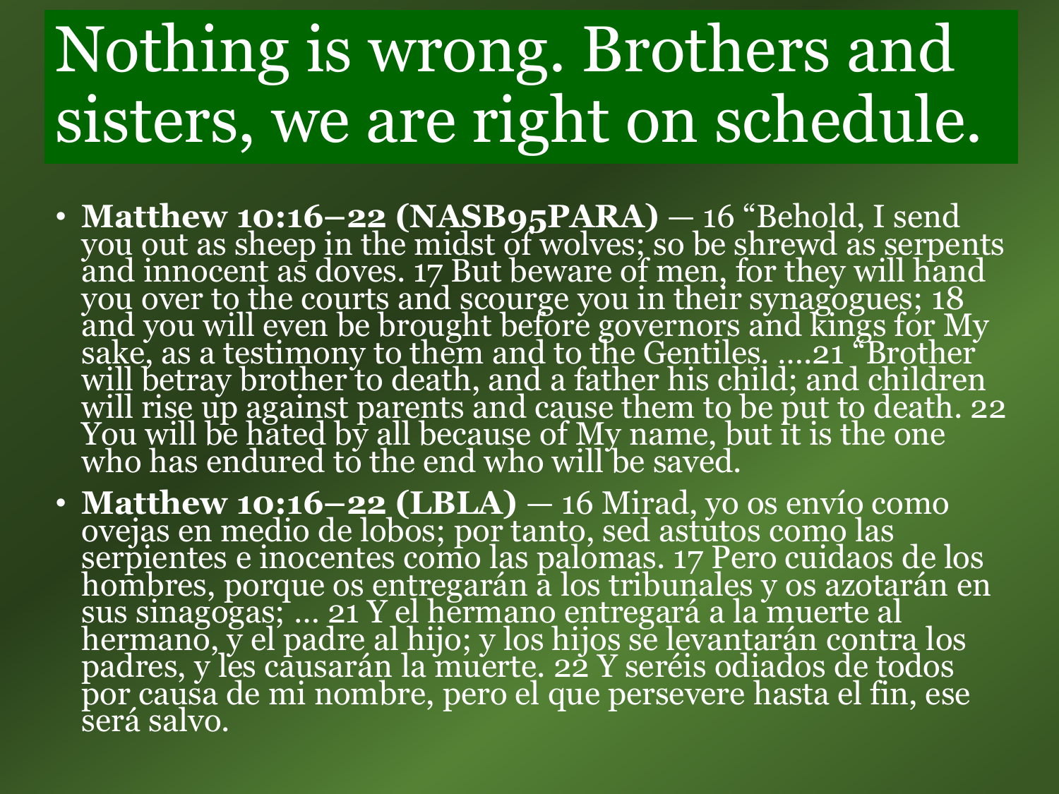# Nothing is wrong. Brothers and sisters, we are right on schedule.

- **Matthew 10:16–22 (NASB95PARA)** — 16 "Behold, I send you out as sheep in the midst of wolves; so be shrewd as serpents and innocent as doves. 17 But beware of men, for they will hand you over to the courts and scourge you in their synagogues; 18 and you will even be brought before governors and kings for My sake, as a testimony to them and to the Gentiles. ….21 "Brother will betray brother to death, and a father his child; and children will rise up against parents and cause them to be put to death. 22 You will be hated by all because of My name, but it is the one who has endured to the end who will be saved.
- **Matthew 10:16–22 (LBLA)** — 16 Mirad, yo os envío como ovejas en medio de lobos; por tanto, sed astutos como las serpientes e inocentes como las palomas. 17 Pero cuidaos de los hombres, porque os entregarán a los tribunales y os azotarán en sus sinagogas; … 21 Y el hermano entregará a la muerte al hermano, y el padre al hijo; y los hijos se levantarán contra los padres, y les causarán la muerte. 22 Y seréis odiados de todos por causa de mi nombre, pero el que persevere hasta el fin, ese será salvo.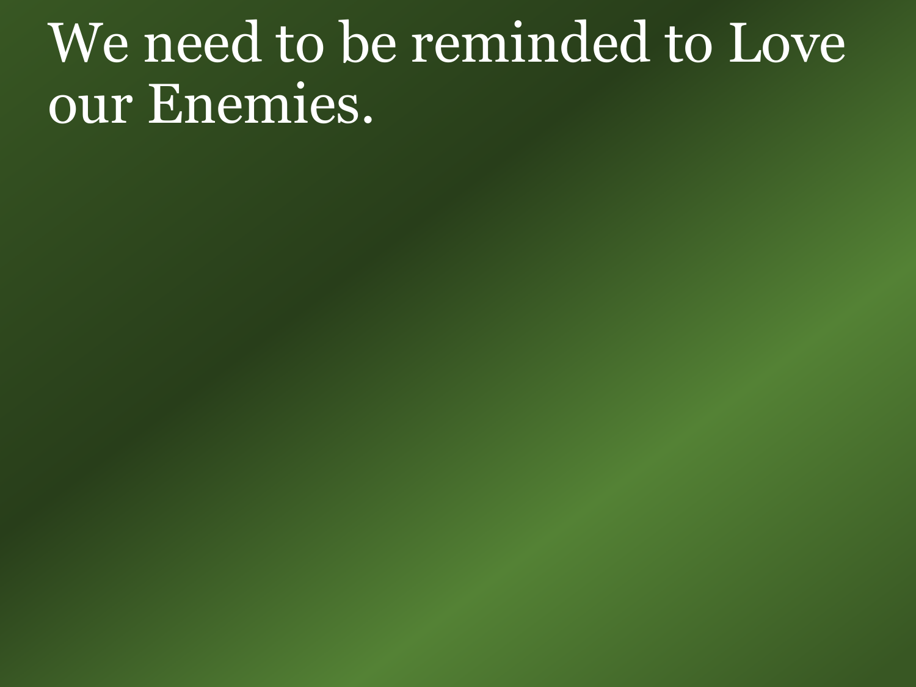# We need to be reminded to Love our Enemies.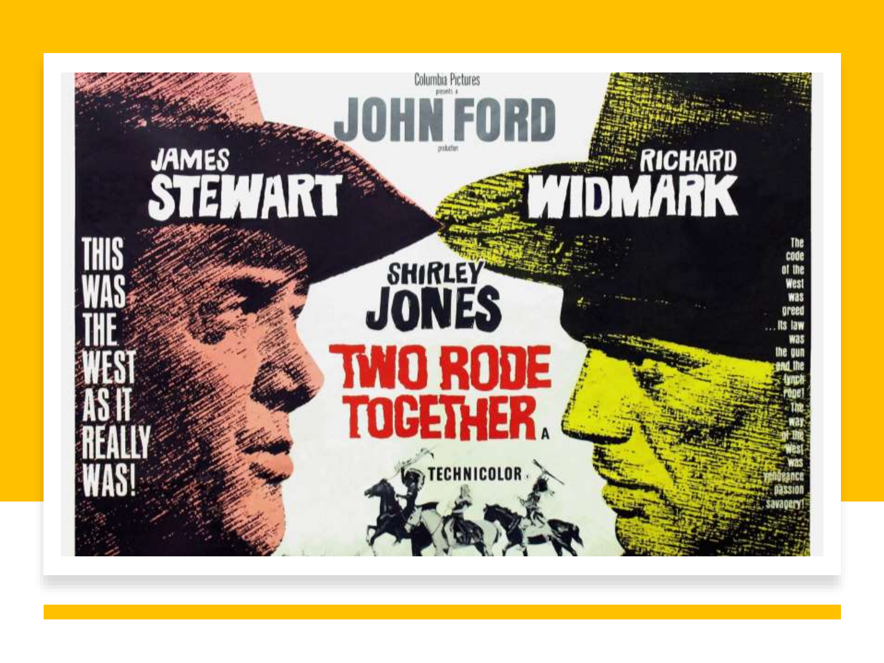Columbia Pictures

presents a

JOHN FORD

production

JAMES STEWART

RICHARD WIDMARK

SHIRLEY JONES

TWO RODE TOGETHER

A

TECHNICOLOR

THIS WAS THE WEST AS IT REALLY WAS!

The code of the West was greed ...Its law was the gun and the lynch rope! The way of the West was vengeance passion savagery!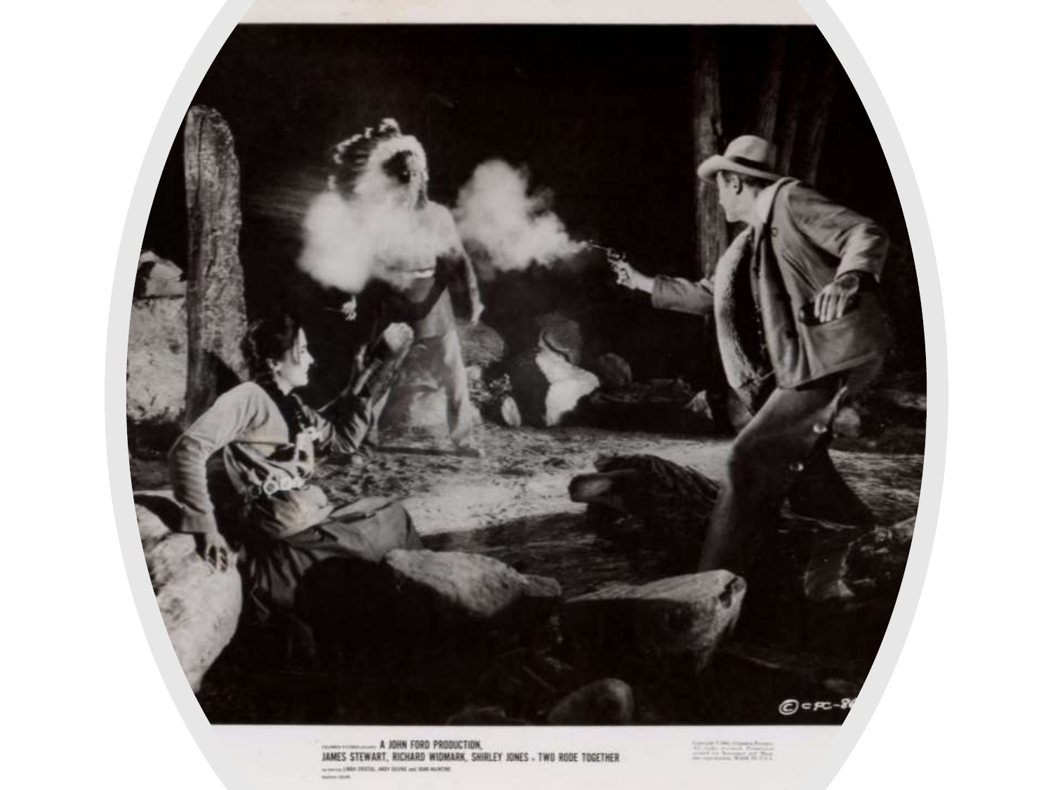A JOHN FORD PRODUCTION,
JAMES STEWART, RICHARD WIDMARK, SHIRLEY JONES in TWO RODE TOGETHER